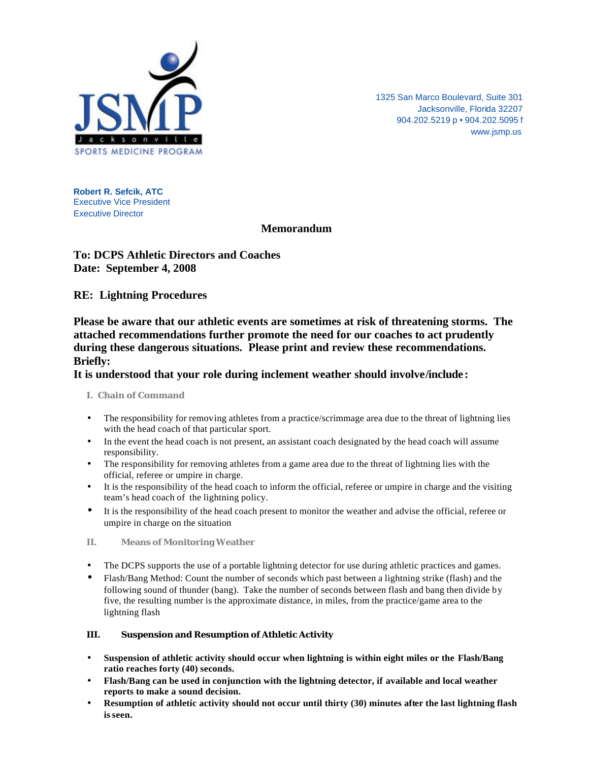JSMP Jacksonville SPORTS MEDICINE PROGRAM

1325 San Marco Boulevard, Suite 301
Jacksonville, Florida 32207
904.202.5219 p • 904.202.5095 f
www.jsmp.us

**Robert R. Sefcik, ATC**
Executive Vice President
Executive Director

# Memorandum

**To: DCPS Athletic Directors and Coaches**
**Date: September 4, 2008**

**RE: Lightning Procedures**

**Please be aware that our athletic events are sometimes at risk of threatening storms. The attached recommendations further promote the need for our coaches to act prudently during these dangerous situations. Please print and review these recommendations. Briefly:**

**It is understood that your role during inclement weather should involve/include:**

## I. Chain of Command

- The responsibility for removing athletes from a practice/scrimmage area due to the threat of lightning lies with the head coach of that particular sport.
- In the event the head coach is not present, an assistant coach designated by the head coach will assume responsibility.
- The responsibility for removing athletes from a game area due to the threat of lightning lies with the official, referee or umpire in charge.
- It is the responsibility of the head coach to inform the official, referee or umpire in charge and the visiting team's head coach of the lightning policy.
- It is the responsibility of the head coach present to monitor the weather and advise the official, referee or umpire in charge on the situation

## II. Means of Monitoring Weather

- The DCPS supports the use of a portable lightning detector for use during athletic practices and games.
- Flash/Bang Method: Count the number of seconds which past between a lightning strike (flash) and the following sound of thunder (bang). Take the number of seconds between flash and bang then divide by five, the resulting number is the approximate distance, in miles, from the practice/game area to the lightning flash

## III. Suspension and Resumption of Athletic Activity

- **Suspension of athletic activity should occur when lightning is within eight miles or the Flash/Bang ratio reaches forty (40) seconds.**
- **Flash/Bang can be used in conjunction with the lightning detector, if available and local weather reports to make a sound decision.**
- **Resumption of athletic activity should not occur until thirty (30) minutes after the last lightning flash is seen.**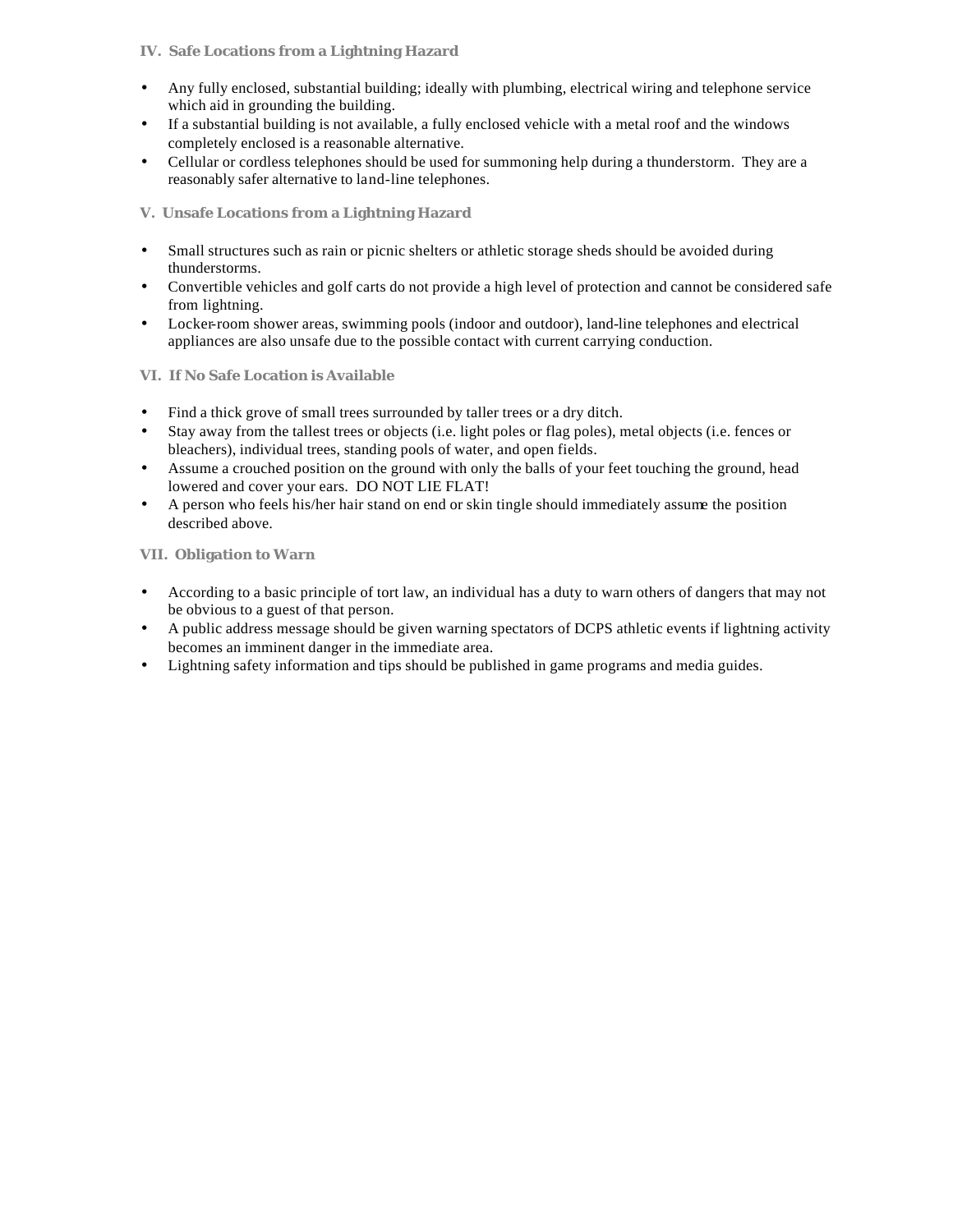### IV. Safe Locations from a Lightning Hazard

- Any fully enclosed, substantial building; ideally with plumbing, electrical wiring and telephone service which aid in grounding the building.
- If a substantial building is not available, a fully enclosed vehicle with a metal roof and the windows completely enclosed is a reasonable alternative.
- Cellular or cordless telephones should be used for summoning help during a thunderstorm. They are a reasonably safer alternative to land-line telephones.

### V. Unsafe Locations from a Lightning Hazard

- Small structures such as rain or picnic shelters or athletic storage sheds should be avoided during thunderstorms.
- Convertible vehicles and golf carts do not provide a high level of protection and cannot be considered safe from lightning.
- Locker-room shower areas, swimming pools (indoor and outdoor), land-line telephones and electrical appliances are also unsafe due to the possible contact with current carrying conduction.

### VI. If No Safe Location is Available

- Find a thick grove of small trees surrounded by taller trees or a dry ditch.
- Stay away from the tallest trees or objects (i.e. light poles or flag poles), metal objects (i.e. fences or bleachers), individual trees, standing pools of water, and open fields.
- Assume a crouched position on the ground with only the balls of your feet touching the ground, head lowered and cover your ears. DO NOT LIE FLAT!
- A person who feels his/her hair stand on end or skin tingle should immediately assume the position described above.

### VII. Obligation to Warn

- According to a basic principle of tort law, an individual has a duty to warn others of dangers that may not be obvious to a guest of that person.
- A public address message should be given warning spectators of DCPS athletic events if lightning activity becomes an imminent danger in the immediate area.
- Lightning safety information and tips should be published in game programs and media guides.